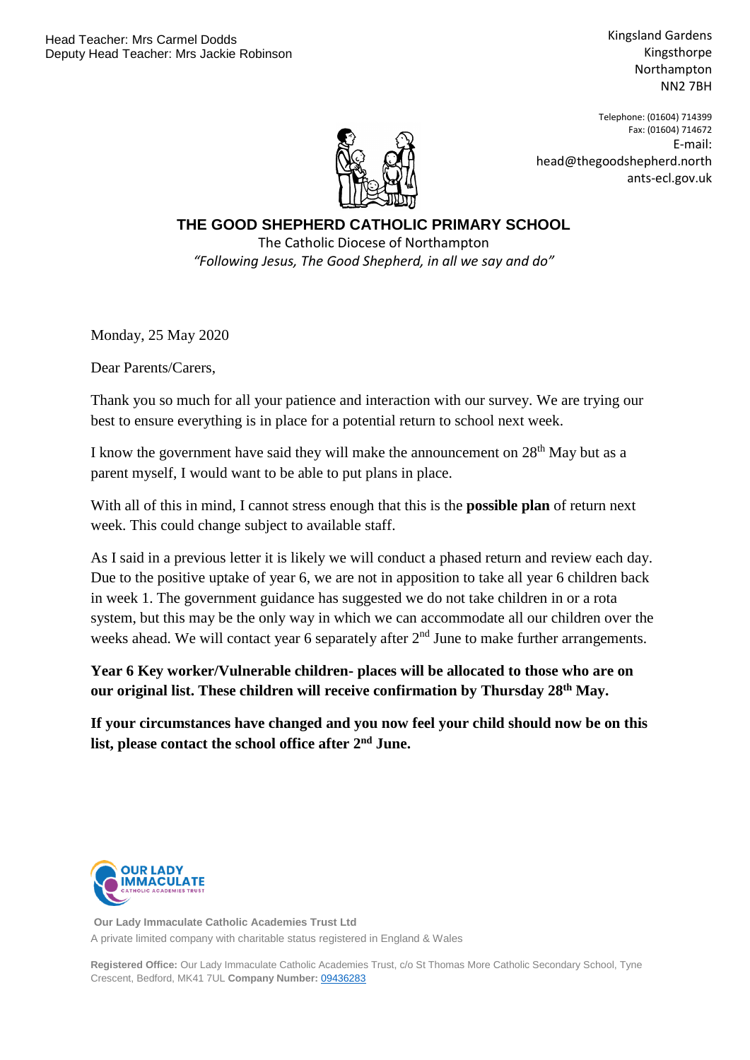Head Teacher: Mrs Carmel Dodds
Deputy Head Teacher: Mrs Jackie Robinson

Kingsland Gardens
Kingsthorpe
Northampton
NN2 7BH

Telephone: (01604) 714399
Fax: (01604) 714672
E-mail: head@thegoodshepherd.northants-ecl.gov.uk

**THE GOOD SHEPHERD CATHOLIC PRIMARY SCHOOL**

The Catholic Diocese of Northampton

*"Following Jesus, The Good Shepherd, in all we say and do"*

Monday, 25 May 2020

Dear Parents/Carers,

Thank you so much for all your patience and interaction with our survey. We are trying our best to ensure everything is in place for a potential return to school next week.

I know the government have said they will make the announcement on 28th May but as a parent myself, I would want to be able to put plans in place.

With all of this in mind, I cannot stress enough that this is the **possible plan** of return next week. This could change subject to available staff.

As I said in a previous letter it is likely we will conduct a phased return and review each day. Due to the positive uptake of year 6, we are not in apposition to take all year 6 children back in week 1. The government guidance has suggested we do not take children in or a rota system, but this may be the only way in which we can accommodate all our children over the weeks ahead. We will contact year 6 separately after 2nd June to make further arrangements.

**Year 6 Key worker/Vulnerable children- places will be allocated to those who are on our original list. These children will receive confirmation by Thursday 28th May.**

**If your circumstances have changed and you now feel your child should now be on this list, please contact the school office after 2nd June.**

OUR LADY IMMACULATE CATHOLIC ACADEMIES TRUST

**Our Lady Immaculate Catholic Academies Trust Ltd**
A private limited company with charitable status registered in England & Wales

**Registered Office:** Our Lady Immaculate Catholic Academies Trust, c/o St Thomas More Catholic Secondary School, Tyne Crescent, Bedford, MK41 7UL **Company Number:** 09436283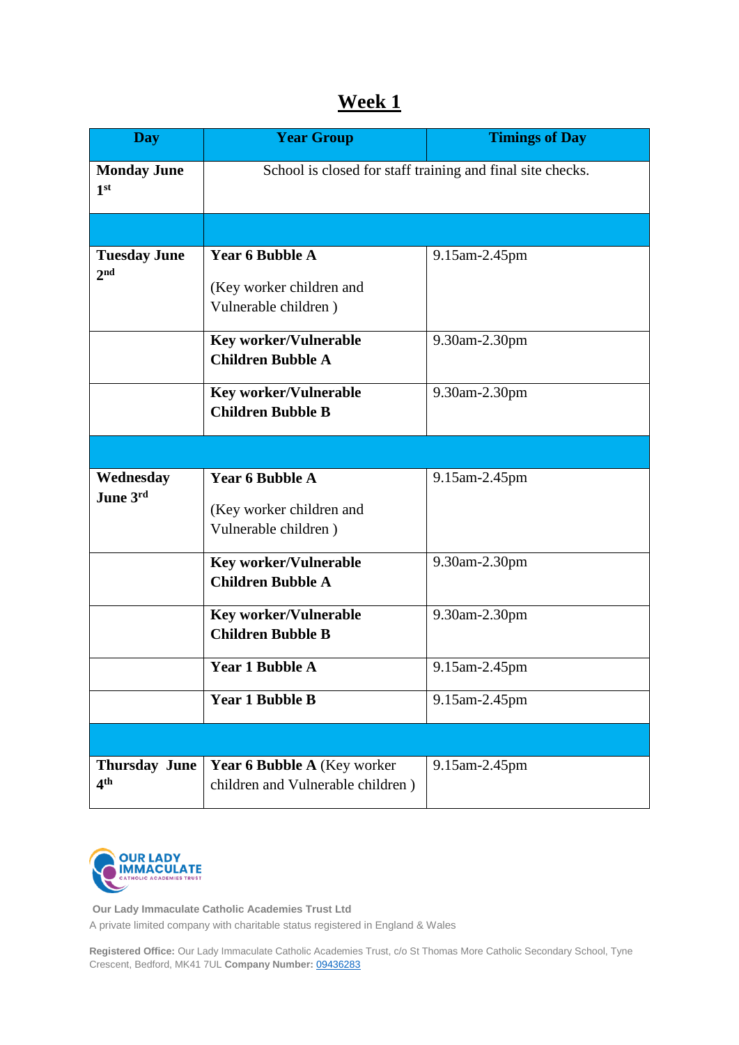# Week 1

| Day | Year Group | Timings of Day |
|---|---|---|
| **Monday June 1st** | School is closed for staff training and final site checks. | |
| | | |
| **Tuesday June 2nd** | **Year 6 Bubble A** (Key worker children and Vulnerable children ) | 9.15am-2.45pm |
| | **Key worker/Vulnerable Children Bubble A** | 9.30am-2.30pm |
| | **Key worker/Vulnerable Children Bubble B** | 9.30am-2.30pm |
| | | |
| **Wednesday June 3rd** | **Year 6 Bubble A** (Key worker children and Vulnerable children ) | 9.15am-2.45pm |
| | **Key worker/Vulnerable Children Bubble A** | 9.30am-2.30pm |
| | **Key worker/Vulnerable Children Bubble B** | 9.30am-2.30pm |
| | **Year 1 Bubble A** | 9.15am-2.45pm |
| | **Year 1 Bubble B** | 9.15am-2.45pm |
| | | |
| **Thursday June 4th** | **Year 6 Bubble A** (Key worker children and Vulnerable children ) | 9.15am-2.45pm |

OUR LADY IMMACULATE CATHOLIC ACADEMIES TRUST

**Our Lady Immaculate Catholic Academies Trust Ltd**
A private limited company with charitable status registered in England & Wales

**Registered Office:** Our Lady Immaculate Catholic Academies Trust, c/o St Thomas More Catholic Secondary School, Tyne Crescent, Bedford, MK41 7UL **Company Number:** 09436283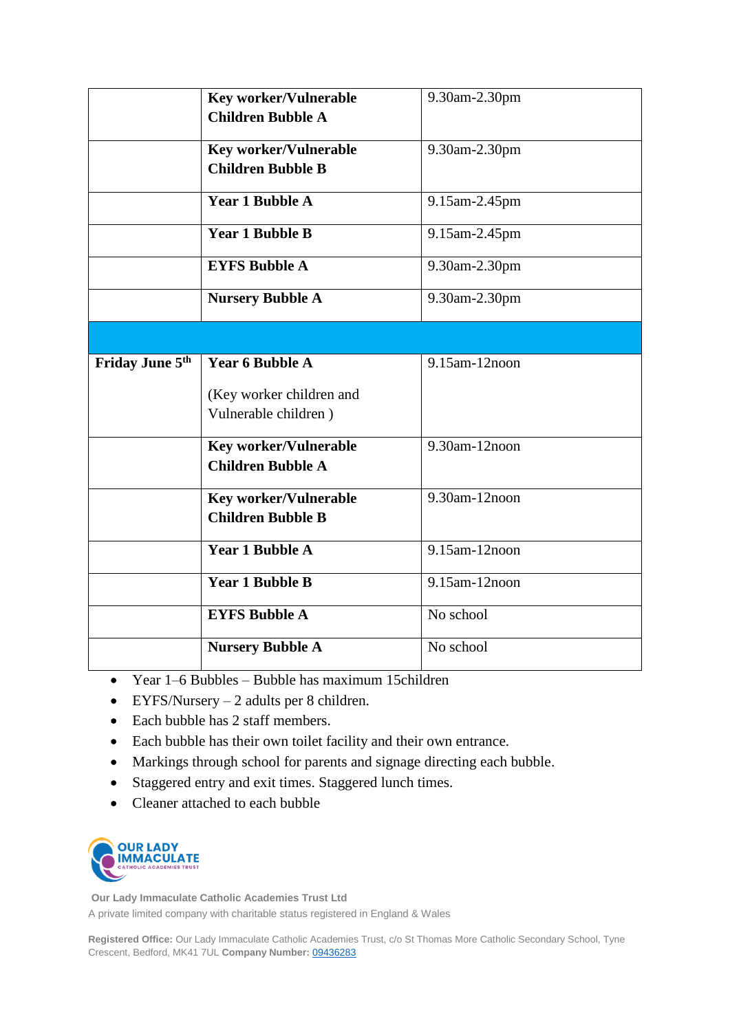| | | |
|---|---|---|
| | **Key worker/Vulnerable Children Bubble A** | 9.30am-2.30pm |
| | **Key worker/Vulnerable Children Bubble B** | 9.30am-2.30pm |
| | **Year 1 Bubble A** | 9.15am-2.45pm |
| | **Year 1 Bubble B** | 9.15am-2.45pm |
| | **EYFS Bubble A** | 9.30am-2.30pm |
| | **Nursery Bubble A** | 9.30am-2.30pm |
| | | |
| **Friday June 5th** | **Year 6 Bubble A** (Key worker children and Vulnerable children ) | 9.15am-12noon |
| | **Key worker/Vulnerable Children Bubble A** | 9.30am-12noon |
| | **Key worker/Vulnerable Children Bubble B** | 9.30am-12noon |
| | **Year 1 Bubble A** | 9.15am-12noon |
| | **Year 1 Bubble B** | 9.15am-12noon |
| | **EYFS Bubble A** | No school |
| | **Nursery Bubble A** | No school |

- Year 1–6 Bubbles – Bubble has maximum 15children
- EYFS/Nursery – 2 adults per 8 children.
- Each bubble has 2 staff members.
- Each bubble has their own toilet facility and their own entrance.
- Markings through school for parents and signage directing each bubble.
- Staggered entry and exit times. Staggered lunch times.
- Cleaner attached to each bubble

OUR LADY IMMACULATE CATHOLIC ACADEMIES TRUST

**Our Lady Immaculate Catholic Academies Trust Ltd**
A private limited company with charitable status registered in England & Wales

**Registered Office:** Our Lady Immaculate Catholic Academies Trust, c/o St Thomas More Catholic Secondary School, Tyne Crescent, Bedford, MK41 7UL **Company Number:** 09436283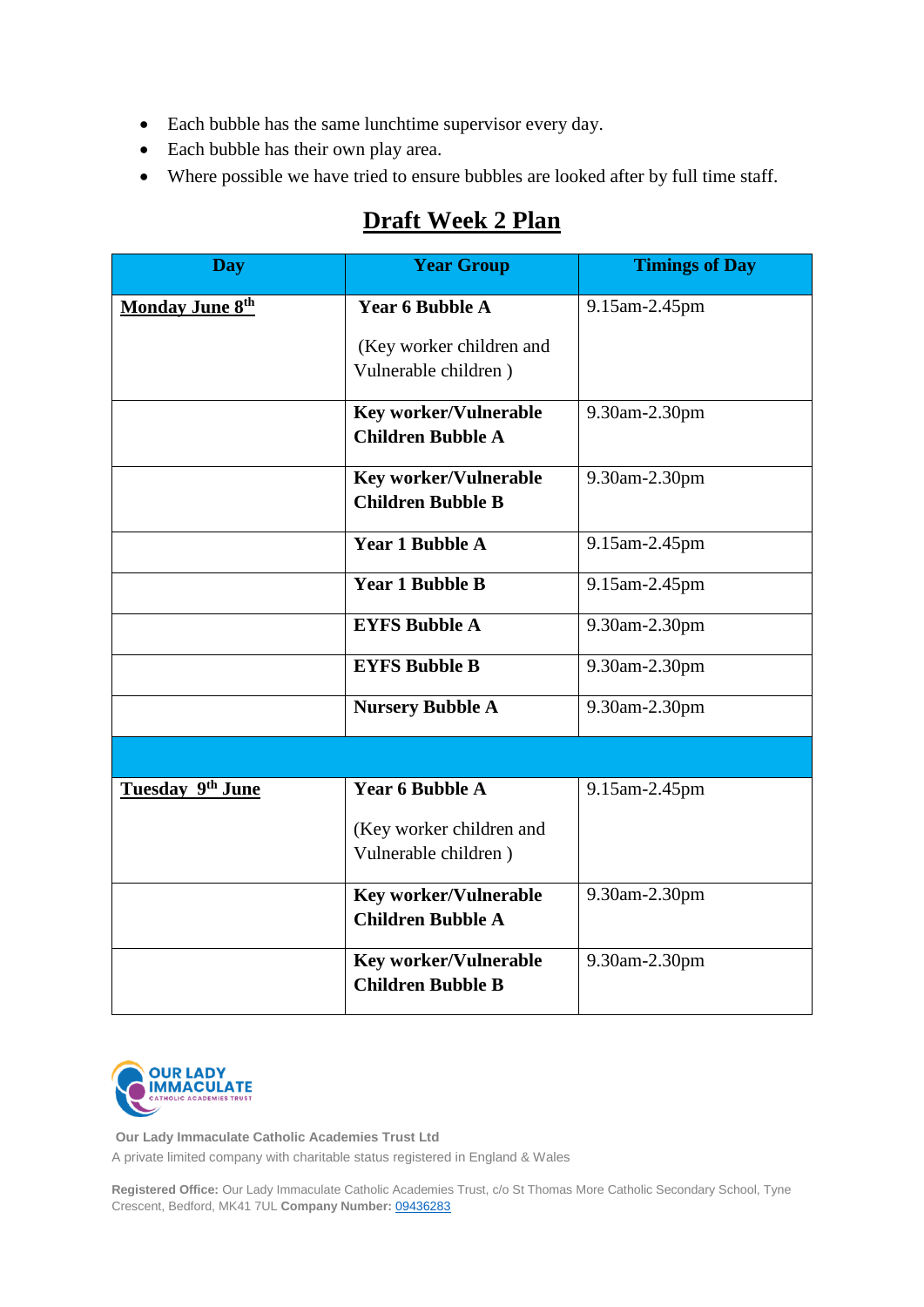- Each bubble has the same lunchtime supervisor every day.
- Each bubble has their own play area.
- Where possible we have tried to ensure bubbles are looked after by full time staff.

## Draft Week 2 Plan

| Day | Year Group | Timings of Day |
|---|---|---|
| **Monday June 8th** | **Year 6 Bubble A** (Key worker children and Vulnerable children ) | 9.15am-2.45pm |
| | **Key worker/Vulnerable Children Bubble A** | 9.30am-2.30pm |
| | **Key worker/Vulnerable Children Bubble B** | 9.30am-2.30pm |
| | **Year 1 Bubble A** | 9.15am-2.45pm |
| | **Year 1 Bubble B** | 9.15am-2.45pm |
| | **EYFS Bubble A** | 9.30am-2.30pm |
| | **EYFS Bubble B** | 9.30am-2.30pm |
| | **Nursery Bubble A** | 9.30am-2.30pm |
| | | |
| **Tuesday 9th June** | **Year 6 Bubble A** (Key worker children and Vulnerable children ) | 9.15am-2.45pm |
| | **Key worker/Vulnerable Children Bubble A** | 9.30am-2.30pm |
| | **Key worker/Vulnerable Children Bubble B** | 9.30am-2.30pm |

OUR LADY IMMACULATE CATHOLIC ACADEMIES TRUST

**Our Lady Immaculate Catholic Academies Trust Ltd**
A private limited company with charitable status registered in England & Wales

**Registered Office:** Our Lady Immaculate Catholic Academies Trust, c/o St Thomas More Catholic Secondary School, Tyne Crescent, Bedford, MK41 7UL **Company Number:** 09436283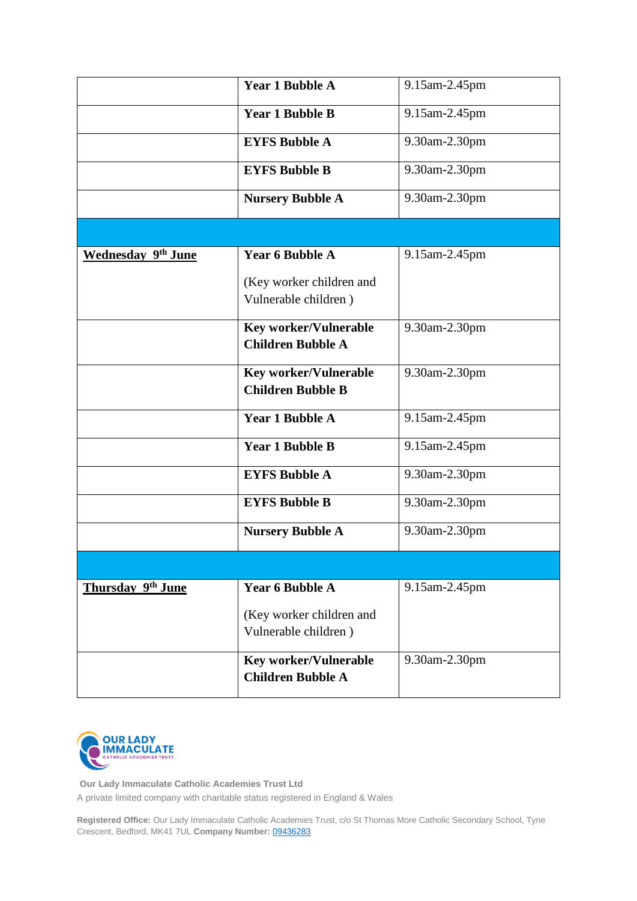| | | |
|---|---|---|
| | **Year 1 Bubble A** | 9.15am-2.45pm |
| | **Year 1 Bubble B** | 9.15am-2.45pm |
| | **EYFS Bubble A** | 9.30am-2.30pm |
| | **EYFS Bubble B** | 9.30am-2.30pm |
| | **Nursery Bubble A** | 9.30am-2.30pm |
| | | |
| **Wednesday 9th June** | **Year 6 Bubble A** (Key worker children and Vulnerable children ) | 9.15am-2.45pm |
| | **Key worker/Vulnerable Children Bubble A** | 9.30am-2.30pm |
| | **Key worker/Vulnerable Children Bubble B** | 9.30am-2.30pm |
| | **Year 1 Bubble A** | 9.15am-2.45pm |
| | **Year 1 Bubble B** | 9.15am-2.45pm |
| | **EYFS Bubble A** | 9.30am-2.30pm |
| | **EYFS Bubble B** | 9.30am-2.30pm |
| | **Nursery Bubble A** | 9.30am-2.30pm |
| | | |
| **Thursday 9th June** | **Year 6 Bubble A** (Key worker children and Vulnerable children ) | 9.15am-2.45pm |
| | **Key worker/Vulnerable Children Bubble A** | 9.30am-2.30pm |

OUR LADY IMMACULATE CATHOLIC ACADEMIES TRUST

**Our Lady Immaculate Catholic Academies Trust Ltd**
A private limited company with charitable status registered in England & Wales

**Registered Office:** Our Lady Immaculate Catholic Academies Trust, c/o St Thomas More Catholic Secondary School, Tyne Crescent, Bedford, MK41 7UL **Company Number:** 09436283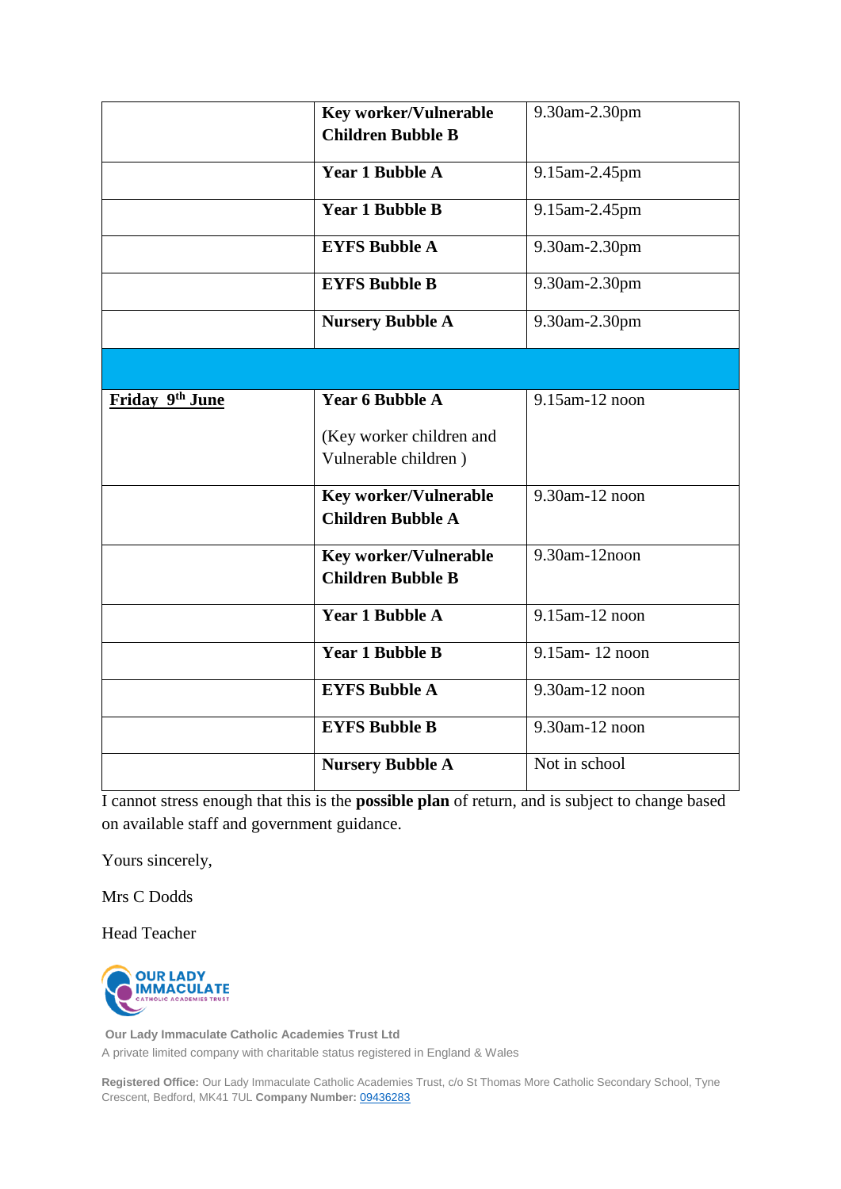| | | |
|---|---|---|
| | **Key worker/Vulnerable Children Bubble B** | 9.30am-2.30pm |
| | **Year 1 Bubble A** | 9.15am-2.45pm |
| | **Year 1 Bubble B** | 9.15am-2.45pm |
| | **EYFS Bubble A** | 9.30am-2.30pm |
| | **EYFS Bubble B** | 9.30am-2.30pm |
| | **Nursery Bubble A** | 9.30am-2.30pm |
| | | |
| **Friday 9th June** | **Year 6 Bubble A** (Key worker children and Vulnerable children ) | 9.15am-12 noon |
| | **Key worker/Vulnerable Children Bubble A** | 9.30am-12 noon |
| | **Key worker/Vulnerable Children Bubble B** | 9.30am-12noon |
| | **Year 1 Bubble A** | 9.15am-12 noon |
| | **Year 1 Bubble B** | 9.15am- 12 noon |
| | **EYFS Bubble A** | 9.30am-12 noon |
| | **EYFS Bubble B** | 9.30am-12 noon |
| | **Nursery Bubble A** | Not in school |

I cannot stress enough that this is the **possible plan** of return, and is subject to change based on available staff and government guidance.

Yours sincerely,

Mrs C Dodds

Head Teacher

OUR LADY IMMACULATE CATHOLIC ACADEMIES TRUST

**Our Lady Immaculate Catholic Academies Trust Ltd**
A private limited company with charitable status registered in England & Wales

**Registered Office:** Our Lady Immaculate Catholic Academies Trust, c/o St Thomas More Catholic Secondary School, Tyne Crescent, Bedford, MK41 7UL **Company Number:** 09436283